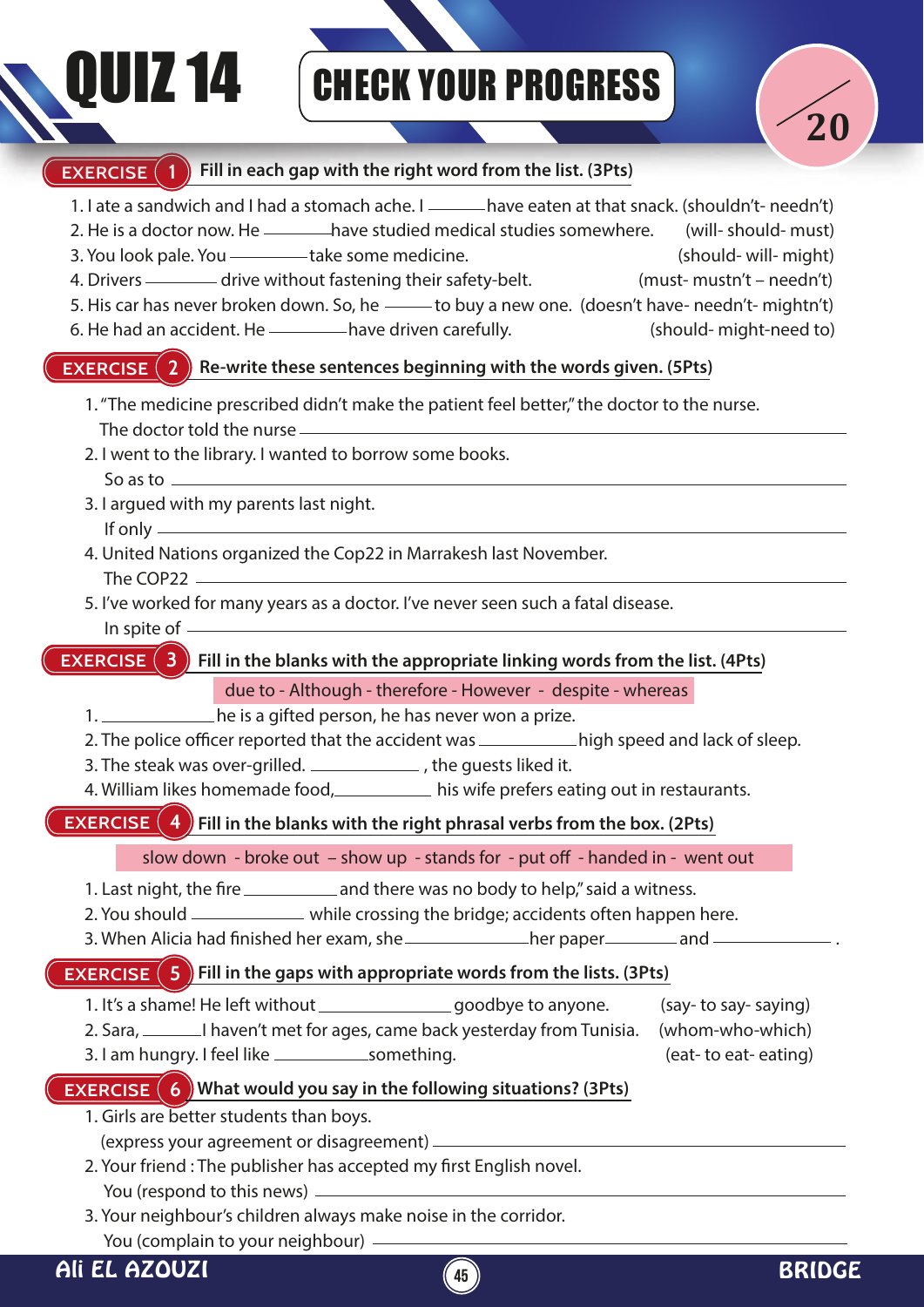# QUIZ 14

## CHECK YOUR PROGRESS

/20

## EXERCISE 1 Fill in each gap with the right word from the list. (3Pts)

1. I ate a sandwich and I had a stomach ache. I ________ have eaten at that snack. (shouldn't- needn't)
2. He is a doctor now. He ________ have studied medical studies somewhere. (will- should- must)
3. You look pale. You ________ take some medicine. (should- will- might)
4. Drivers ________ drive without fastening their safety-belt. (must- mustn't – needn't)
5. His car has never broken down. So, he ________ to buy a new one. (doesn't have- needn't- mightn't)
6. He had an accident. He ________ have driven carefully. (should- might-need to)

## EXERCISE 2 Re-write these sentences beginning with the words given. (5Pts)

1. "The medicine prescribed didn't make the patient feel better," the doctor to the nurse.
   The doctor told the nurse ________
2. I went to the library. I wanted to borrow some books.
   So as to ________
3. I argued with my parents last night.
   If only ________
4. United Nations organized the Cop22 in Marrakesh last November.
   The COP22 ________
5. I've worked for many years as a doctor. I've never seen such a fatal disease.
   In spite of ________

## EXERCISE 3 Fill in the blanks with the appropriate linking words from the list. (4Pts)

due to - Although - therefore - However - despite - whereas

1. ________ he is a gifted person, he has never won a prize.
2. The police officer reported that the accident was ________ high speed and lack of sleep.
3. The steak was over-grilled. ________ , the guests liked it.
4. William likes homemade food, ________ his wife prefers eating out in restaurants.

## EXERCISE 4 Fill in the blanks with the right phrasal verbs from the box. (2Pts)

slow down - broke out – show up - stands for - put off - handed in - went out

1. Last night, the fire ________ and there was no body to help," said a witness.
2. You should ________ while crossing the bridge; accidents often happen here.
3. When Alicia had finished her exam, she ________ her paper ________ and ________ .

## EXERCISE 5 Fill in the gaps with appropriate words from the lists. (3Pts)

1. It's a shame! He left without ________ goodbye to anyone. (say- to say- saying)
2. Sara, ________ I haven't met for ages, came back yesterday from Tunisia. (whom-who-which)
3. I am hungry. I feel like ________ something. (eat- to eat- eating)

## EXERCISE 6 What would you say in the following situations? (3Pts)

1. Girls are better students than boys.
   (express your agreement or disagreement) ________
2. Your friend : The publisher has accepted my first English novel.
   You (respond to this news) ________
3. Your neighbour's children always make noise in the corridor.
   You (complain to your neighbour) ________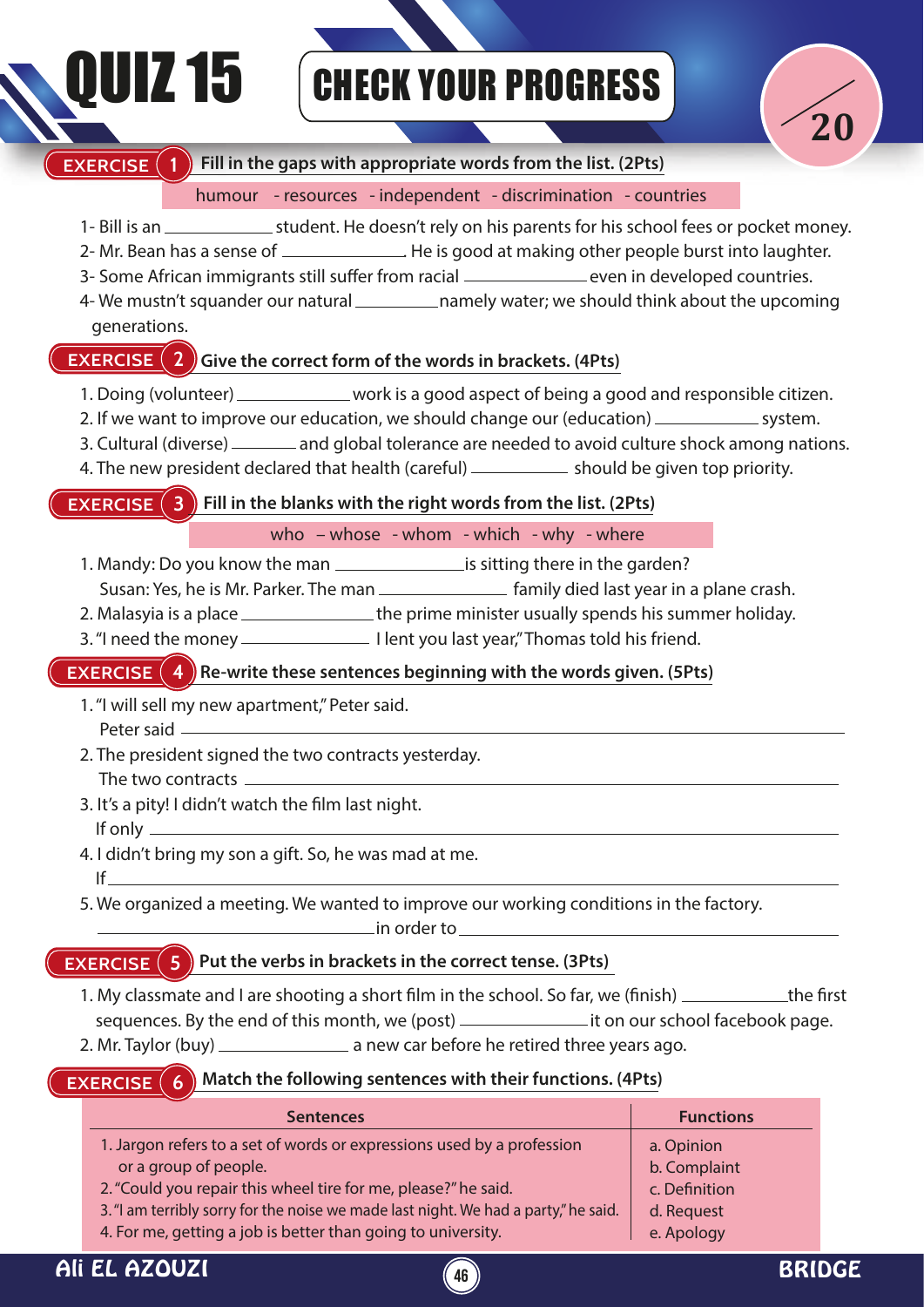# QUIZ 15 — CHECK YOUR PROGRESS

/20

## EXERCISE 1 Fill in the gaps with appropriate words from the list. (2Pts)

humour - resources - independent - discrimination - countries

1- Bill is an ____________ student. He doesn't rely on his parents for his school fees or pocket money.
2- Mr. Bean has a sense of ____________. He is good at making other people burst into laughter.
3- Some African immigrants still suffer from racial ____________ even in developed countries.
4- We mustn't squander our natural __________ namely water; we should think about the upcoming generations.

## EXERCISE 2 Give the correct form of the words in brackets. (4Pts)

1. Doing (volunteer) ____________ work is a good aspect of being a good and responsible citizen.
2. If we want to improve our education, we should change our (education) ___________ system.
3. Cultural (diverse) ________ and global tolerance are needed to avoid culture shock among nations.
4. The new president declared that health (careful) ___________ should be given top priority.

## EXERCISE 3 Fill in the blanks with the right words from the list. (2Pts)

who – whose - whom - which - why - where

1. Mandy: Do you know the man ______________is sitting there in the garden?
   Susan: Yes, he is Mr. Parker. The man ______________ family died last year in a plane crash.
2. Malasyia is a place ______________the prime minister usually spends his summer holiday.
3. "I need the money ______________ I lent you last year," Thomas told his friend.

## EXERCISE 4 Re-write these sentences beginning with the words given. (5Pts)

1. "I will sell my new apartment," Peter said.
   Peter said ______________________________________________
2. The president signed the two contracts yesterday.
   The two contracts ______________________________________________
3. It's a pity! I didn't watch the film last night.
   If only ______________________________________________
4. I didn't bring my son a gift. So, he was mad at me.
   If ______________________________________________
5. We organized a meeting. We wanted to improve our working conditions in the factory.
   ______________________in order to ______________________

## EXERCISE 5 Put the verbs in brackets in the correct tense. (3Pts)

1. My classmate and I are shooting a short film in the school. So far, we (finish) ____________the first sequences. By the end of this month, we (post) ______________it on our school facebook page.
2. Mr. Taylor (buy) ______________ a new car before he retired three years ago.

## EXERCISE 6 Match the following sentences with their functions. (4Pts)

| Sentences | Functions |
|---|---|
| 1. Jargon refers to a set of words or expressions used by a profession or a group of people. | a. Opinion |
| 2. "Could you repair this wheel tire for me, please?" he said. | b. Complaint |
| 3. "I am terribly sorry for the noise we made last night. We had a party," he said. | c. Definition |
| 4. For me, getting a job is better than going to university. | d. Request |
| | e. Apology |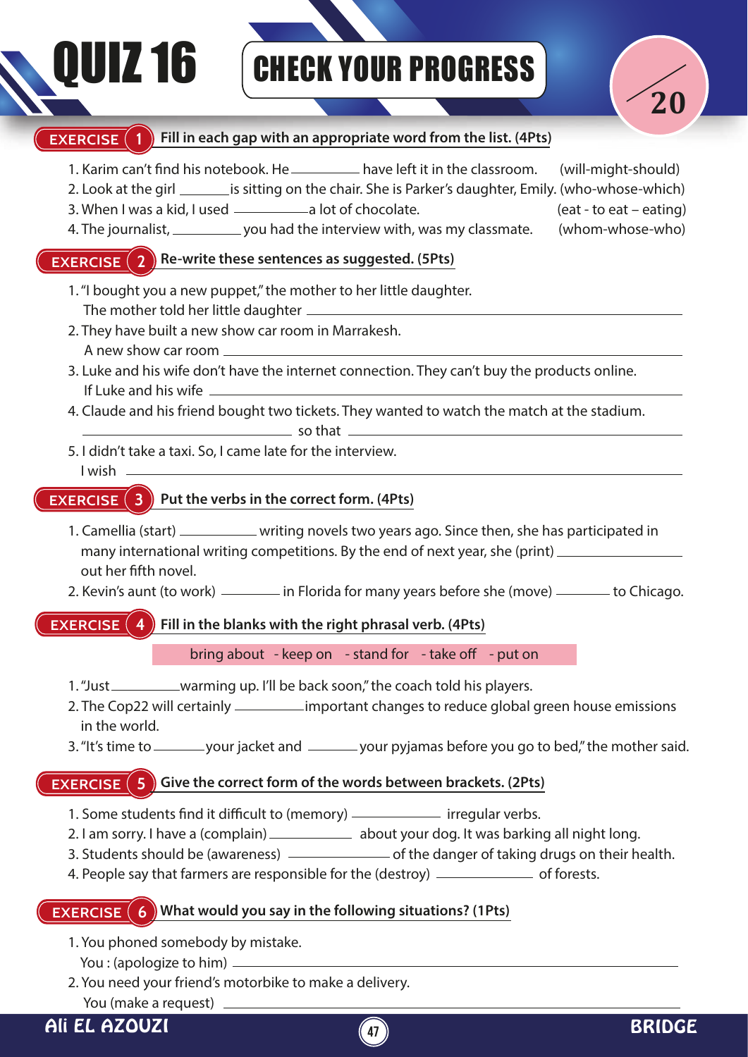# QUIZ 16

## CHECK YOUR PROGRESS

/20

**EXERCISE 1** Fill in each gap with an appropriate word from the list. (4Pts)

1. Karim can't find his notebook. He __________ have left it in the classroom. (will-might-should)
2. Look at the girl ________is sitting on the chair. She is Parker's daughter, Emily. (who-whose-which)
3. When I was a kid, I used __________a lot of chocolate. (eat - to eat – eating)
4. The journalist, __________ you had the interview with, was my classmate. (whom-whose-who)

**EXERCISE 2** Re-write these sentences as suggested. (5Pts)

1. "I bought you a new puppet," the mother to her little daughter.
   The mother told her little daughter ________________________________________
2. They have built a new show car room in Marrakesh.
   A new show car room ________________________________________
3. Luke and his wife don't have the internet connection. They can't buy the products online.
   If Luke and his wife ________________________________________
4. Claude and his friend bought two tickets. They wanted to watch the match at the stadium.
   ____________________ so that ________________________________________
5. I didn't take a taxi. So, I came late for the interview.
   I wish ________________________________________

**EXERCISE 3** Put the verbs in the correct form. (4Pts)

1. Camellia (start) ___________ writing novels two years ago. Since then, she has participated in many international writing competitions. By the end of next year, she (print) ________________ out her fifth novel.
2. Kevin's aunt (to work) ________ in Florida for many years before she (move) ________ to Chicago.

**EXERCISE 4** Fill in the blanks with the right phrasal verb. (4Pts)

bring about - keep on - stand for - take off - put on

1. "Just__________warming up. I'll be back soon," the coach told his players.
2. The Cop22 will certainly __________important changes to reduce global green house emissions in the world.
3. "It's time to________your jacket and ________your pyjamas before you go to bed," the mother said.

**EXERCISE 5** Give the correct form of the words between brackets. (2Pts)

1. Some students find it difficult to (memory) ____________ irregular verbs.
2. I am sorry. I have a (complain) ____________ about your dog. It was barking all night long.
3. Students should be (awareness) ______________ of the danger of taking drugs on their health.
4. People say that farmers are responsible for the (destroy) ____________ of forests.

**EXERCISE 6** What would you say in the following situations? (1Pts)

1. You phoned somebody by mistake.
   You : (apologize to him) ________________________________________
2. You need your friend's motorbike to make a delivery.
   You (make a request) ________________________________________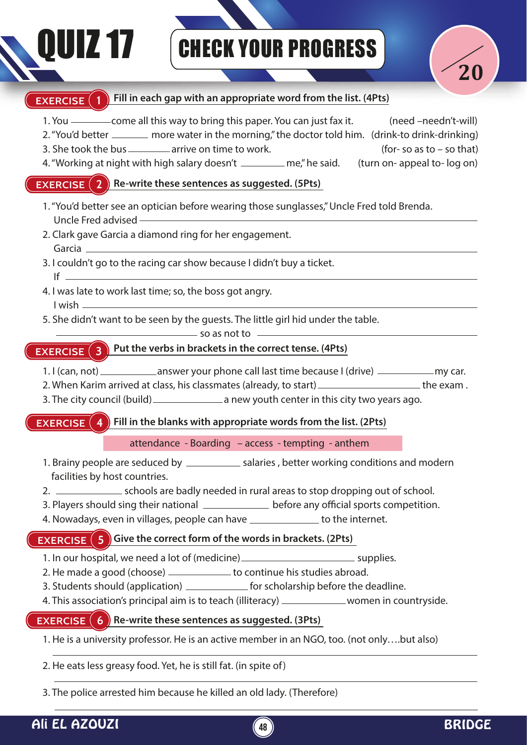# QUIZ 17

## CHECK YOUR PROGRESS

/20

### EXERCISE 1 Fill in each gap with an appropriate word from the list. (4Pts)

1. You ________ come all this way to bring this paper. You can just fax it. (need –needn't-will)
2. "You'd better ________ more water in the morning," the doctor told him. (drink-to drink-drinking)
3. She took the bus ________ arrive on time to work. (for- so as to – so that)
4. "Working at night with high salary doesn't ________ me," he said. (turn on- appeal to- log on)

### EXERCISE 2 Re-write these sentences as suggested. (5Pts)

1. "You'd better see an optician before wearing those sunglasses," Uncle Fred told Brenda.
   Uncle Fred advised ________________________________
2. Clark gave Garcia a diamond ring for her engagement.
   Garcia ________________________________
3. I couldn't go to the racing car show because I didn't buy a ticket.
   If ________________________________
4. I was late to work last time; so, the boss got angry.
   I wish ________________________________
5. She didn't want to be seen by the guests. The little girl hid under the table.
   ________________ so as not to ________________

### EXERCISE 3 Put the verbs in brackets in the correct tense. (4Pts)

1. I (can, not) ________ answer your phone call last time because I (drive) ________ my car.
2. When Karim arrived at class, his classmates (already, to start) ________ the exam .
3. The city council (build) ________ a new youth center in this city two years ago.

### EXERCISE 4 Fill in the blanks with appropriate words from the list. (2Pts)

attendance - Boarding – access - tempting - anthem

1. Brainy people are seduced by ________ salaries , better working conditions and modern facilities by host countries.
2. ________ schools are badly needed in rural areas to stop dropping out of school.
3. Players should sing their national ________ before any official sports competition.
4. Nowadays, even in villages, people can have ________ to the internet.

### EXERCISE 5 Give the correct form of the words in brackets. (2Pts)

1. In our hospital, we need a lot of (medicine) ________ supplies.
2. He made a good (choose) ________ to continue his studies abroad.
3. Students should (application) ________ for scholarship before the deadline.
4. This association's principal aim is to teach (illiteracy) ________ women in countryside.

### EXERCISE 6 Re-write these sentences as suggested. (3Pts)

1. He is a university professor. He is an active member in an NGO, too. (not only….but also)
   ________________________________
2. He eats less greasy food. Yet, he is still fat. (in spite of)
   ________________________________
3. The police arrested him because he killed an old lady. (Therefore)
   ________________________________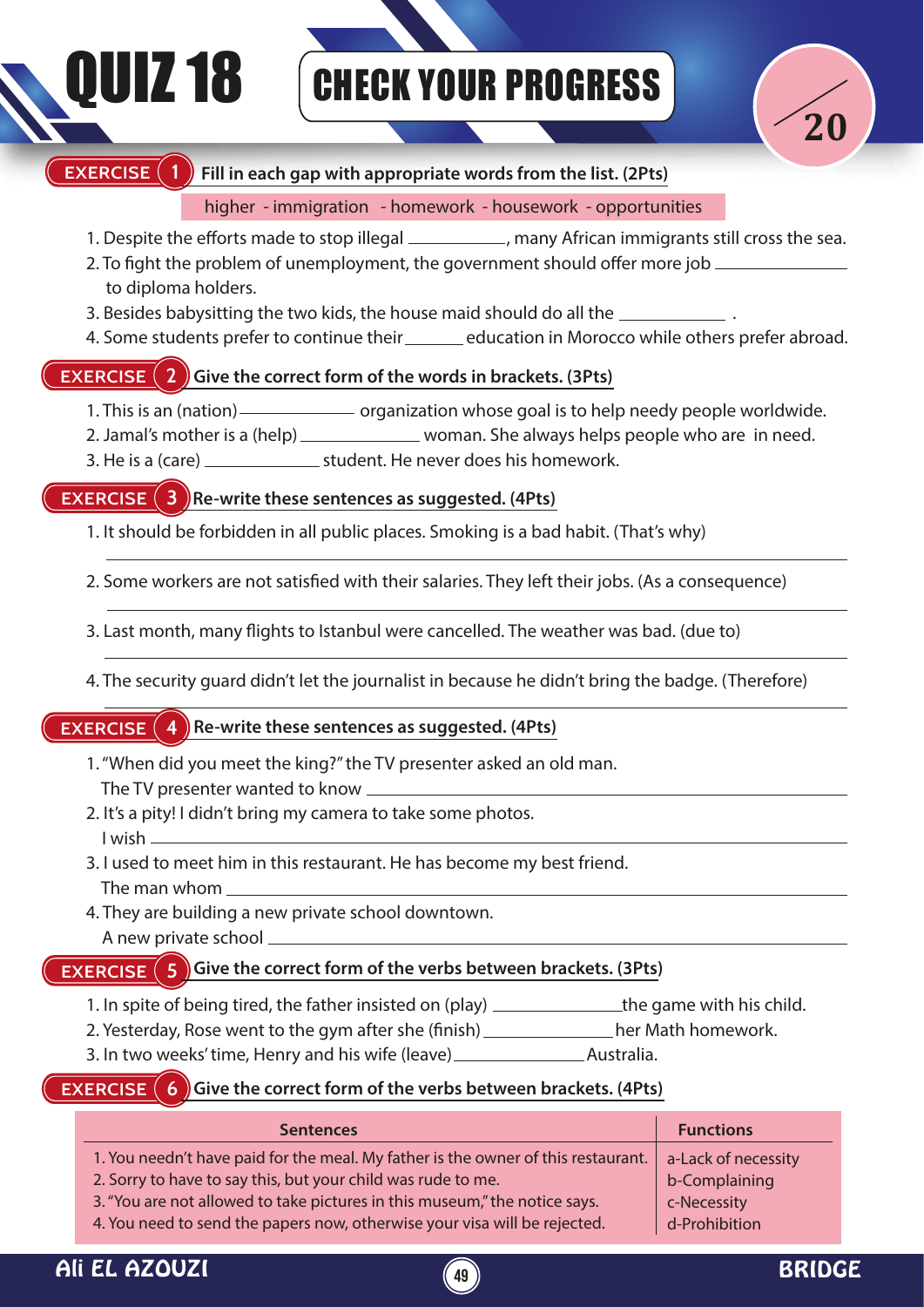# QUIZ 18

## CHECK YOUR PROGRESS

/20

### EXERCISE 1 Fill in each gap with appropriate words from the list. (2Pts)

higher - immigration - homework - housework - opportunities

1. Despite the efforts made to stop illegal __________, many African immigrants still cross the sea.
2. To fight the problem of unemployment, the government should offer more job __________ to diploma holders.
3. Besides babysitting the two kids, the house maid should do all the __________ .
4. Some students prefer to continue their ______ education in Morocco while others prefer abroad.

### EXERCISE 2 Give the correct form of the words in brackets. (3Pts)

1. This is an (nation) __________ organization whose goal is to help needy people worldwide.
2. Jamal's mother is a (help) __________ woman. She always helps people who are in need.
3. He is a (care) __________ student. He never does his homework.

### EXERCISE 3 Re-write these sentences as suggested. (4Pts)

1. It should be forbidden in all public places. Smoking is a bad habit. (That's why)

______________________________________________

2. Some workers are not satisfied with their salaries. They left their jobs. (As a consequence)

______________________________________________

3. Last month, many flights to Istanbul were cancelled. The weather was bad. (due to)

______________________________________________

4. The security guard didn't let the journalist in because he didn't bring the badge. (Therefore)

______________________________________________

### EXERCISE 4 Re-write these sentences as suggested. (4Pts)

1. "When did you meet the king?" the TV presenter asked an old man.
   The TV presenter wanted to know ______________________________________________
2. It's a pity! I didn't bring my camera to take some photos.
   I wish ______________________________________________
3. I used to meet him in this restaurant. He has become my best friend.
   The man whom ______________________________________________
4. They are building a new private school downtown.
   A new private school ______________________________________________

### EXERCISE 5 Give the correct form of the verbs between brackets. (3Pts)

1. In spite of being tired, the father insisted on (play) __________ the game with his child.
2. Yesterday, Rose went to the gym after she (finish) __________ her Math homework.
3. In two weeks' time, Henry and his wife (leave) __________ Australia.

### EXERCISE 6 Give the correct form of the verbs between brackets. (4Pts)

| Sentences | Functions |
|---|---|
| 1. You needn't have paid for the meal. My father is the owner of this restaurant. | a-Lack of necessity |
| 2. Sorry to have to say this, but your child was rude to me. | b-Complaining |
| 3. "You are not allowed to take pictures in this museum," the notice says. | c-Necessity |
| 4. You need to send the papers now, otherwise your visa will be rejected. | d-Prohibition |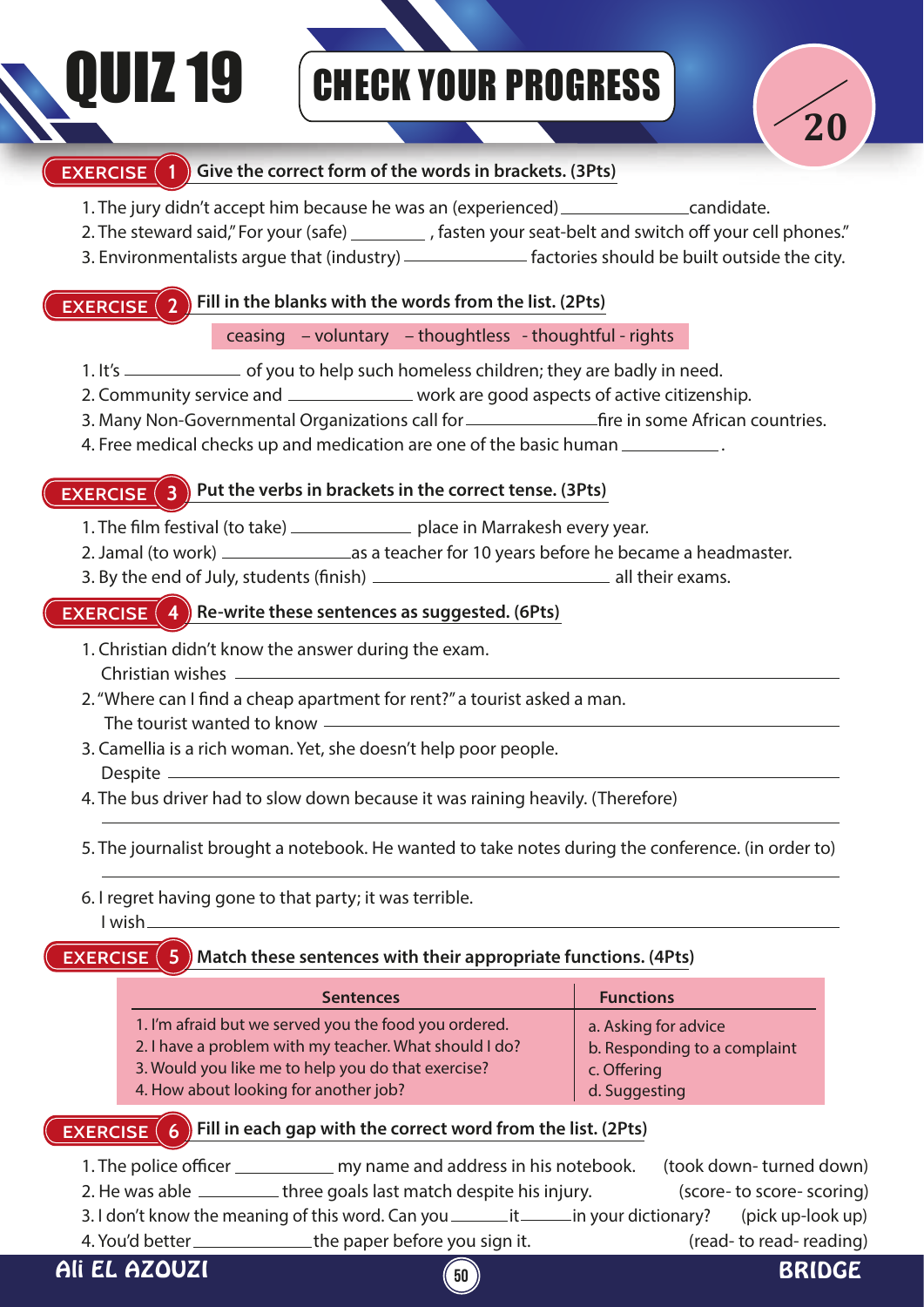# QUIZ 19 — CHECK YOUR PROGRESS

/20

## EXERCISE 1 — Give the correct form of the words in brackets. (3Pts)

1. The jury didn't accept him because he was an (experienced) ______________ candidate.
2. The steward said," For your (safe) ________ , fasten your seat-belt and switch off your cell phones."
3. Environmentalists argue that (industry) ______________ factories should be built outside the city.

## EXERCISE 2 — Fill in the blanks with the words from the list. (2Pts)

ceasing – voluntary – thoughtless - thoughtful - rights

1. It's ______________ of you to help such homeless children; they are badly in need.
2. Community service and ______________ work are good aspects of active citizenship.
3. Many Non-Governmental Organizations call for ______________ fire in some African countries.
4. Free medical checks up and medication are one of the basic human ___________ .

## EXERCISE 3 — Put the verbs in brackets in the correct tense. (3Pts)

1. The film festival (to take) ______________ place in Marrakesh every year.
2. Jamal (to work) ______________ as a teacher for 10 years before he became a headmaster.
3. By the end of July, students (finish) ______________ all their exams.

## EXERCISE 4 — Re-write these sentences as suggested. (6Pts)

1. Christian didn't know the answer during the exam.
   Christian wishes ______________________________________________
2. "Where can I find a cheap apartment for rent?" a tourist asked a man.
   The tourist wanted to know ______________________________________________
3. Camellia is a rich woman. Yet, she doesn't help poor people.
   Despite ______________________________________________
4. The bus driver had to slow down because it was raining heavily. (Therefore)
   ______________________________________________
5. The journalist brought a notebook. He wanted to take notes during the conference. (in order to)
   ______________________________________________
6. I regret having gone to that party; it was terrible.
   I wish ______________________________________________

## EXERCISE 5 — Match these sentences with their appropriate functions. (4Pts)

| Sentences | Functions |
|---|---|
| 1. I'm afraid but we served you the food you ordered. | a. Asking for advice |
| 2. I have a problem with my teacher. What should I do? | b. Responding to a complaint |
| 3. Would you like me to help you do that exercise? | c. Offering |
| 4. How about looking for another job? | d. Suggesting |

## EXERCISE 6 — Fill in each gap with the correct word from the list. (2Pts)

1. The police officer ___________ my name and address in his notebook. (took down- turned down)
2. He was able _________ three goals last match despite his injury. (score- to score- scoring)
3. I don't know the meaning of this word. Can you _______ it ______ in your dictionary? (pick up-look up)
4. You'd better ______________ the paper before you sign it. (read- to read- reading)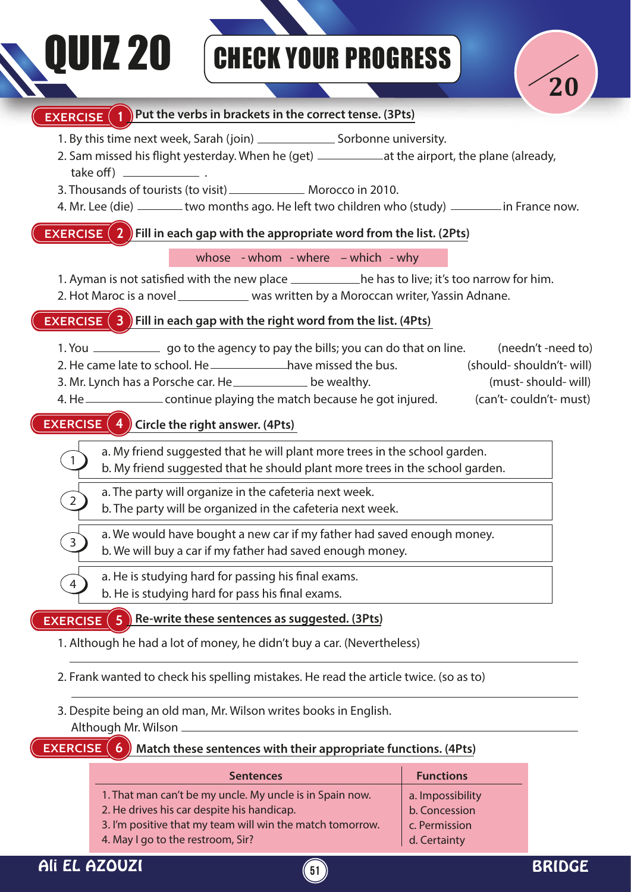# QUIZ 20

## CHECK YOUR PROGRESS

/20

### EXERCISE 1 Put the verbs in brackets in the correct tense. (3Pts)

1. By this time next week, Sarah (join) ____________ Sorbonne university.
2. Sam missed his flight yesterday. When he (get) ____________ at the airport, the plane (already, take off) ____________ .
3. Thousands of tourists (to visit) ____________ Morocco in 2010.
4. Mr. Lee (die) ________ two months ago. He left two children who (study) ________ in France now.

### EXERCISE 2 Fill in each gap with the appropriate word from the list. (2Pts)

whose - whom - where – which - why

1. Ayman is not satisfied with the new place ____________ he has to live; it's too narrow for him.
2. Hot Maroc is a novel ____________ was written by a Moroccan writer, Yassin Adnane.

### EXERCISE 3 Fill in each gap with the right word from the list. (4Pts)

1. You ____________ go to the agency to pay the bills; you can do that on line. (needn't -need to)
2. He came late to school. He ____________ have missed the bus. (should- shouldn't- will)
3. Mr. Lynch has a Porsche car. He ____________ be wealthy. (must- should- will)
4. He ____________ continue playing the match because he got injured. (can't- couldn't- must)

### EXERCISE 4 Circle the right answer. (4Pts)

1. a. My friend suggested that he will plant more trees in the school garden.
   b. My friend suggested that he should plant more trees in the school garden.
2. a. The party will organize in the cafeteria next week.
   b. The party will be organized in the cafeteria next week.
3. a. We would have bought a new car if my father had saved enough money.
   b. We will buy a car if my father had saved enough money.
4. a. He is studying hard for passing his final exams.
   b. He is studying hard for pass his final exams.

### EXERCISE 5 Re-write these sentences as suggested. (3Pts)

1. Although he had a lot of money, he didn't buy a car. (Nevertheless)

____________________________________________

2. Frank wanted to check his spelling mistakes. He read the article twice. (so as to)

____________________________________________

3. Despite being an old man, Mr. Wilson writes books in English.
   Although Mr. Wilson ____________________________________________

### EXERCISE 6 Match these sentences with their appropriate functions. (4Pts)

| Sentences | Functions |
|---|---|
| 1. That man can't be my uncle. My uncle is in Spain now. | a. Impossibility |
| 2. He drives his car despite his handicap. | b. Concession |
| 3. I'm positive that my team will win the match tomorrow. | c. Permission |
| 4. May I go to the restroom, Sir? | d. Certainty |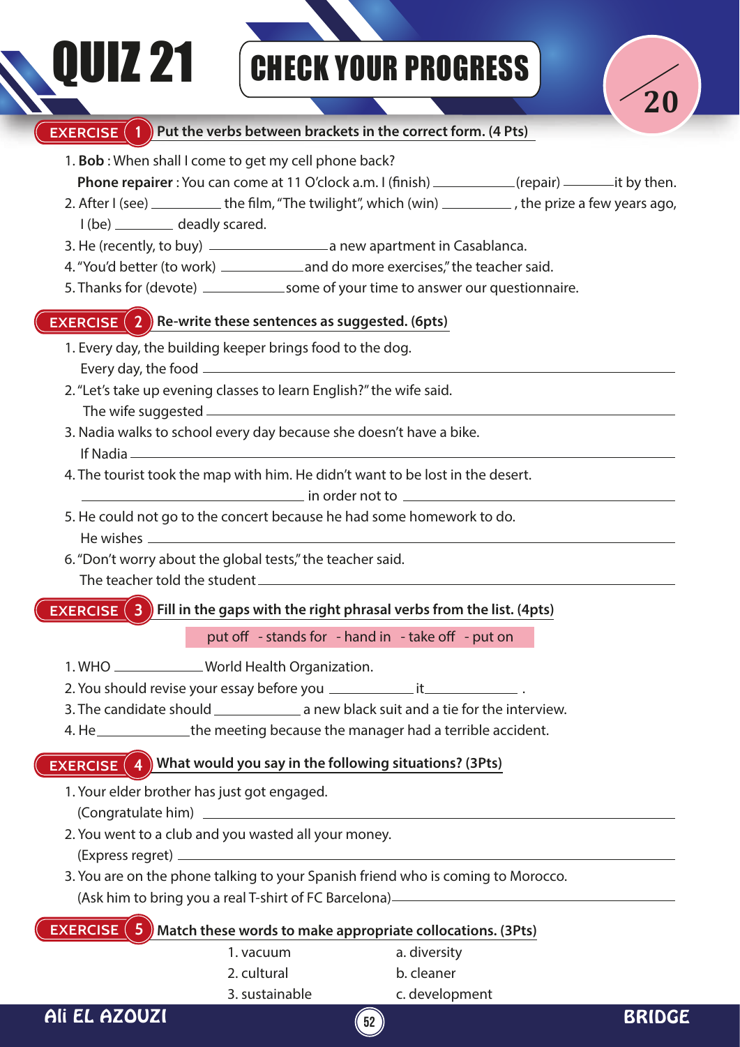# QUIZ 21

## CHECK YOUR PROGRESS

/20

**EXERCISE 1** Put the verbs between brackets in the correct form. (4 Pts)

1. **Bob** : When shall I come to get my cell phone back?
   **Phone repairer** : You can come at 11 O'clock a.m. I (finish) ___________(repair) _______it by then.
2. After I (see) _________ the film, "The twilight", which (win) _________ , the prize a few years ago, I (be) ________ deadly scared.
3. He (recently, to buy) ________________a new apartment in Casablanca.
4. "You'd better (to work) ___________and do more exercises," the teacher said.
5. Thanks for (devote) ___________some of your time to answer our questionnaire.

**EXERCISE 2** Re-write these sentences as suggested. (6pts)

1. Every day, the building keeper brings food to the dog.
   Every day, the food ___________________________________________
2. "Let's take up evening classes to learn English?" the wife said.
   The wife suggested ___________________________________________
3. Nadia walks to school every day because she doesn't have a bike.
   If Nadia ___________________________________________
4. The tourist took the map with him. He didn't want to be lost in the desert.
   ______________________________ in order not to ______________________________
5. He could not go to the concert because he had some homework to do.
   He wishes ___________________________________________
6. "Don't worry about the global tests," the teacher said.
   The teacher told the student___________________________________________

**EXERCISE 3** Fill in the gaps with the right phrasal verbs from the list. (4pts)

put off - stands for - hand in - take off - put on

1. WHO ____________World Health Organization.
2. You should revise your essay before you ___________ it____________ .
3. The candidate should ___________ a new black suit and a tie for the interview.
4. He____________the meeting because the manager had a terrible accident.

**EXERCISE 4** What would you say in the following situations? (3Pts)

1. Your elder brother has just got engaged.
   (Congratulate him) ___________________________________________
2. You went to a club and you wasted all your money.
   (Express regret) ___________________________________________
3. You are on the phone talking to your Spanish friend who is coming to Morocco.
   (Ask him to bring you a real T-shirt of FC Barcelona)______________________________

**EXERCISE 5** Match these words to make appropriate collocations. (3Pts)

| | |
|---|---|
| 1. vacuum | a. diversity |
| 2. cultural | b. cleaner |
| 3. sustainable | c. development |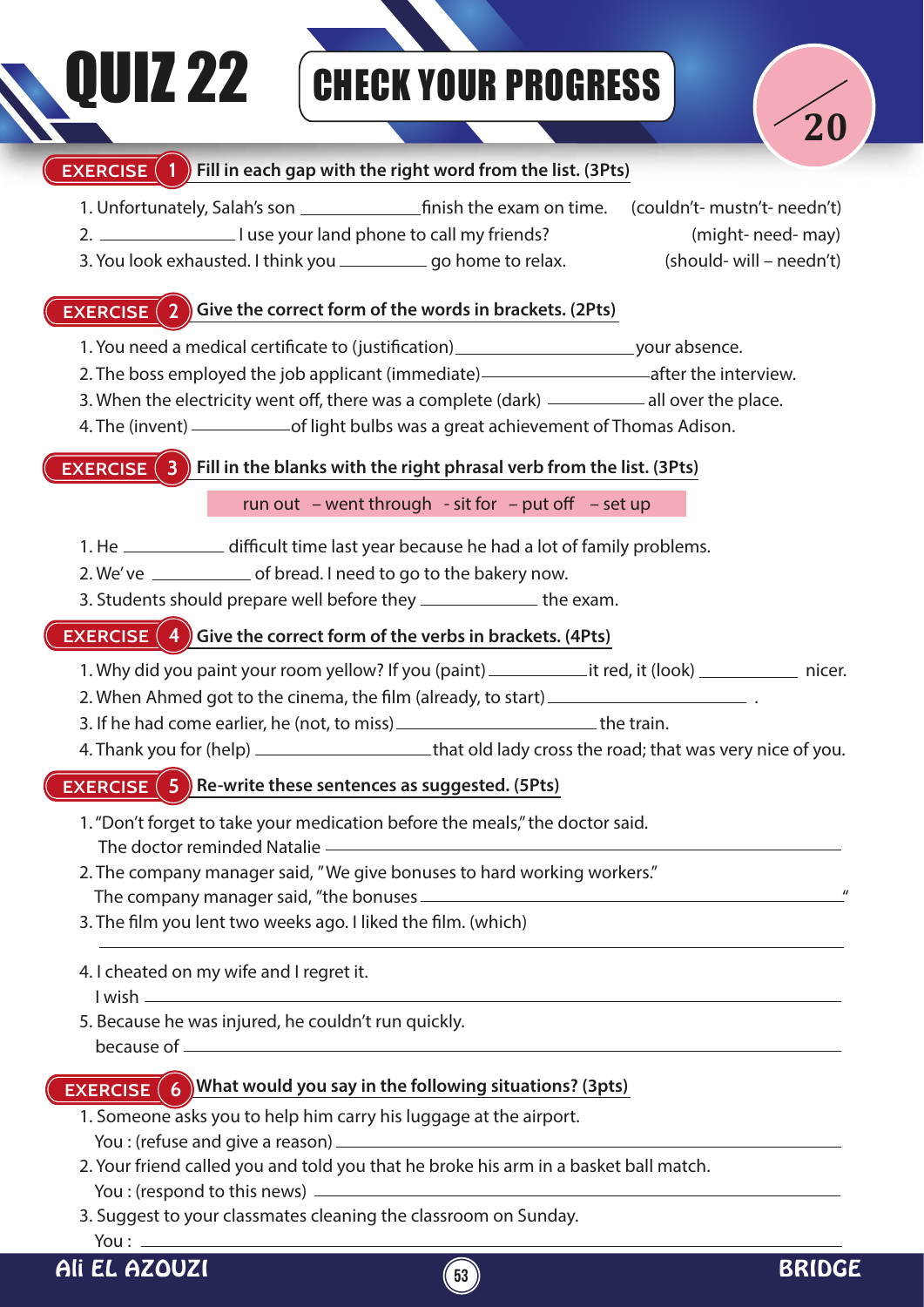# QUIZ 22 — CHECK YOUR PROGRESS

/20

## EXERCISE 1 Fill in each gap with the right word from the list. (3Pts)

1. Unfortunately, Salah's son ____________ finish the exam on time. (couldn't- mustn't- needn't)
2. ______________ I use your land phone to call my friends? (might- need- may)
3. You look exhausted. I think you __________ go home to relax. (should- will – needn't)

## EXERCISE 2 Give the correct form of the words in brackets. (2Pts)

1. You need a medical certificate to (justification) ____________________ your absence.
2. The boss employed the job applicant (immediate) ____________________ after the interview.
3. When the electricity went off, there was a complete (dark) ___________ all over the place.
4. The (invent) ___________ of light bulbs was a great achievement of Thomas Adison.

## EXERCISE 3 Fill in the blanks with the right phrasal verb from the list. (3Pts)

run out – went through - sit for – put off – set up

1. He ___________ difficult time last year because he had a lot of family problems.
2. We've ___________ of bread. I need to go to the bakery now.
3. Students should prepare well before they ____________ the exam.

## EXERCISE 4 Give the correct form of the verbs in brackets. (4Pts)

1. Why did you paint your room yellow? If you (paint) ___________ it red, it (look) ___________ nicer.
2. When Ahmed got to the cinema, the film (already, to start) ______________________ .
3. If he had come earlier, he (not, to miss) ______________________ the train.
4. Thank you for (help) ____________________ that old lady cross the road; that was very nice of you.

## EXERCISE 5 Re-write these sentences as suggested. (5Pts)

1. "Don't forget to take your medication before the meals," the doctor said.
   The doctor reminded Natalie ________________________________________________
2. The company manager said, "We give bonuses to hard working workers."
   The company manager said, "the bonuses ________________________________________________"
3. The film you lent two weeks ago. I liked the film. (which)
   ________________________________________________
4. I cheated on my wife and I regret it.
   I wish ________________________________________________
5. Because he was injured, he couldn't run quickly.
   because of ________________________________________________

## EXERCISE 6 What would you say in the following situations? (3pts)

1. Someone asks you to help him carry his luggage at the airport.
   You : (refuse and give a reason) ________________________________________________
2. Your friend called you and told you that he broke his arm in a basket ball match.
   You : (respond to this news) ________________________________________________
3. Suggest to your classmates cleaning the classroom on Sunday.
   You : ________________________________________________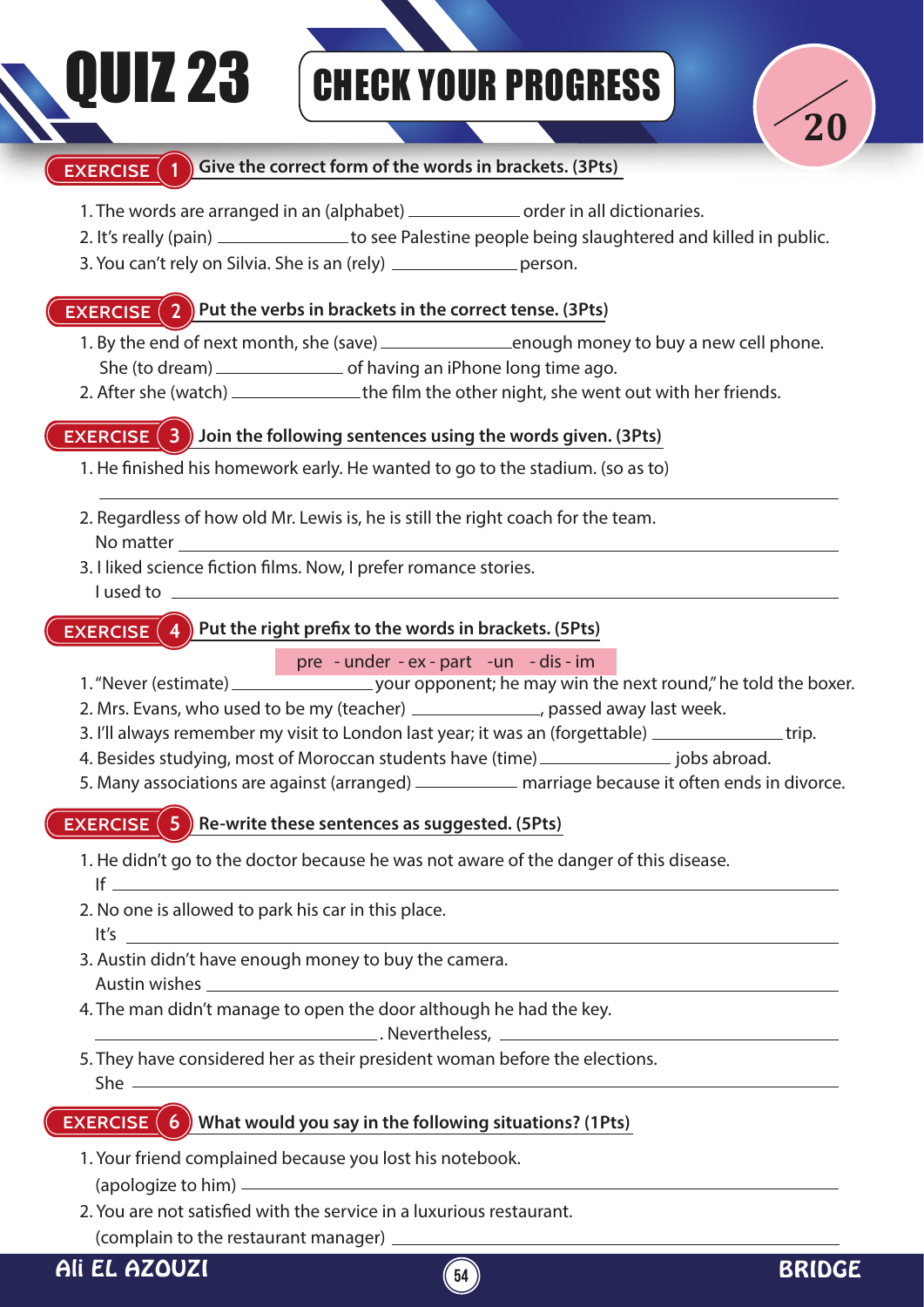# QUIZ 23

## CHECK YOUR PROGRESS

/20

### EXERCISE 1 — Give the correct form of the words in brackets. (3Pts)

1. The words are arranged in an (alphabet) ____________ order in all dictionaries.
2. It's really (pain) ______________ to see Palestine people being slaughtered and killed in public.
3. You can't rely on Silvia. She is an (rely) _____________ person.

### EXERCISE 2 — Put the verbs in brackets in the correct tense. (3Pts)

1. By the end of next month, she (save) ______________ enough money to buy a new cell phone. She (to dream) _____________ of having an iPhone long time ago.
2. After she (watch) ______________ the film the other night, she went out with her friends.

### EXERCISE 3 — Join the following sentences using the words given. (3Pts)

1. He finished his homework early. He wanted to go to the stadium. (so as to)
   ______________________________________________
2. Regardless of how old Mr. Lewis is, he is still the right coach for the team.
   No matter ______________________________________________
3. I liked science fiction films. Now, I prefer romance stories.
   I used to ______________________________________________

### EXERCISE 4 — Put the right prefix to the words in brackets. (5Pts)

pre - under - ex - part - un - dis - im

1. "Never (estimate) ______________ your opponent; he may win the next round," he told the boxer.
2. Mrs. Evans, who used to be my (teacher) ______________, passed away last week.
3. I'll always remember my visit to London last year; it was an (forgettable) ______________ trip.
4. Besides studying, most of Moroccan students have (time) ______________ jobs abroad.
5. Many associations are against (arranged) ___________ marriage because it often ends in divorce.

### EXERCISE 5 — Re-write these sentences as suggested. (5Pts)

1. He didn't go to the doctor because he was not aware of the danger of this disease.
   If ______________________________________________
2. No one is allowed to park his car in this place.
   It's ______________________________________________
3. Austin didn't have enough money to buy the camera.
   Austin wishes ______________________________________________
4. The man didn't manage to open the door although he had the key.
   ______________________________ . Nevertheless, ______________________________
5. They have considered her as their president woman before the elections.
   She ______________________________________________

### EXERCISE 6 — What would you say in the following situations? (1Pts)

1. Your friend complained because you lost his notebook.
   (apologize to him) ______________________________________________
2. You are not satisfied with the service in a luxurious restaurant.
   (complain to the restaurant manager) ______________________________________________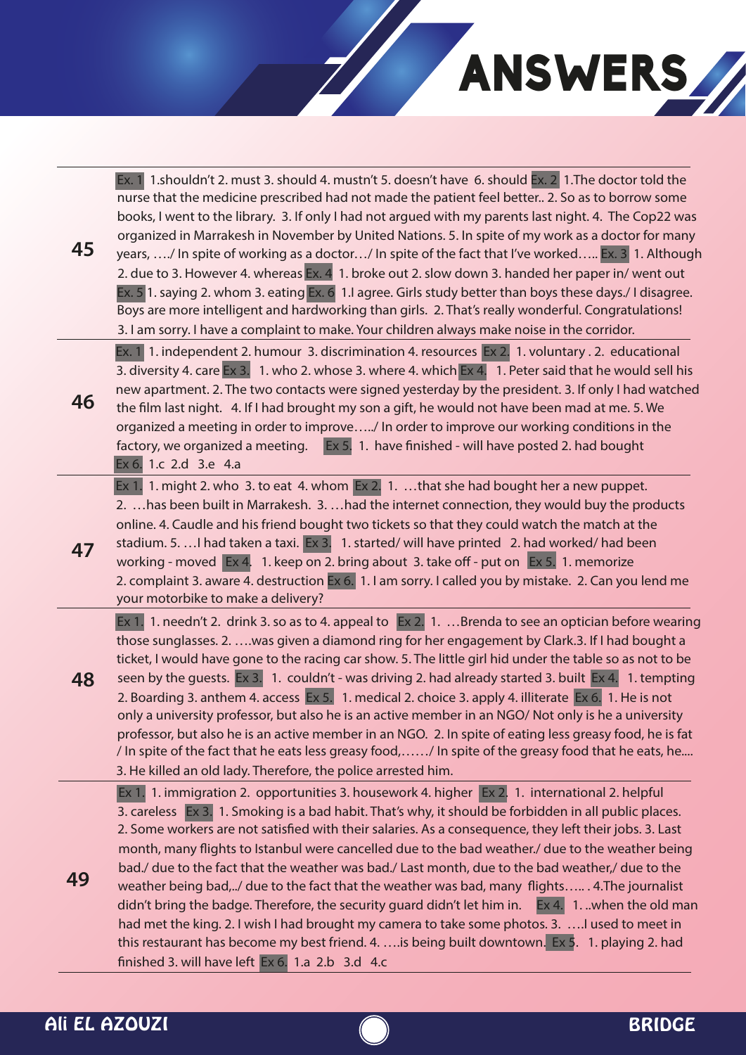# ANSWERS

| | |
|---|---|
| **45** | Ex. 1 1.shouldn't 2. must 3. should 4. mustn't 5. doesn't have 6. should Ex. 2 1.The doctor told the nurse that the medicine prescribed had not made the patient feel better.. 2. So as to borrow some books, I went to the library. 3. If only I had not argued with my parents last night. 4. The Cop22 was organized in Marrakesh in November by United Nations. 5. In spite of my work as a doctor for many years, …./ In spite of working as a doctor…/ In spite of the fact that I've worked….. Ex. 3 1. Although 2. due to 3. However 4. whereas Ex. 4 1. broke out 2. slow down 3. handed her paper in/ went out Ex. 5 1. saying 2. whom 3. eating Ex. 6 1.I agree. Girls study better than boys these days./ I disagree. Boys are more intelligent and hardworking than girls. 2. That's really wonderful. Congratulations! 3. I am sorry. I have a complaint to make. Your children always make noise in the corridor. |
| **46** | Ex. 1 1. independent 2. humour 3. discrimination 4. resources Ex 2. 1. voluntary . 2. educational 3. diversity 4. care Ex 3. 1. who 2. whose 3. where 4. which Ex 4. 1. Peter said that he would sell his new apartment. 2. The two contacts were signed yesterday by the president. 3. If only I had watched the film last night. 4. If I had brought my son a gift, he would not have been mad at me. 5. We organized a meeting in order to improve…../ In order to improve our working conditions in the factory, we organized a meeting. Ex 5. 1. have finished - will have posted 2. had bought Ex 6. 1.c 2.d 3.e 4.a |
| **47** | Ex 1. 1. might 2. who 3. to eat 4. whom Ex 2. 1. …that she had bought her a new puppet. 2. …has been built in Marrakesh. 3. …had the internet connection, they would buy the products online. 4. Caudle and his friend bought two tickets so that they could watch the match at the stadium. 5. …I had taken a taxi. Ex 3. 1. started/ will have printed 2. had worked/ had been working - moved Ex 4. 1. keep on 2. bring about 3. take off - put on Ex 5. 1. memorize 2. complaint 3. aware 4. destruction Ex 6. 1. I am sorry. I called you by mistake. 2. Can you lend me your motorbike to make a delivery? |
| **48** | Ex 1. 1. needn't 2. drink 3. so as to 4. appeal to Ex 2. 1. …Brenda to see an optician before wearing those sunglasses. 2. ….was given a diamond ring for her engagement by Clark.3. If I had bought a ticket, I would have gone to the racing car show. 5. The little girl hid under the table so as not to be seen by the guests. Ex 3. 1. couldn't - was driving 2. had already started 3. built Ex 4. 1. tempting 2. Boarding 3. anthem 4. access Ex 5. 1. medical 2. choice 3. apply 4. illiterate Ex 6. 1. He is not only a university professor, but also he is an active member in an NGO/ Not only is he a university professor, but also he is an active member in an NGO. 2. In spite of eating less greasy food, he is fat / In spite of the fact that he eats less greasy food,……/ In spite of the greasy food that he eats, he.... 3. He killed an old lady. Therefore, the police arrested him. |
| **49** | Ex 1. 1. immigration 2. opportunities 3. housework 4. higher Ex 2. 1. international 2. helpful 3. careless Ex 3. 1. Smoking is a bad habit. That's why, it should be forbidden in all public places. 2. Some workers are not satisfied with their salaries. As a consequence, they left their jobs. 3. Last month, many flights to Istanbul were cancelled due to the bad weather./ due to the weather being bad./ due to the fact that the weather was bad./ Last month, due to the bad weather,/ due to the weather being bad,../ due to the fact that the weather was bad, many flights….. . 4.The journalist didn't bring the badge. Therefore, the security guard didn't let him in. Ex 4. 1. ..when the old man had met the king. 2. I wish I had brought my camera to take some photos. 3. ….I used to meet in this restaurant has become my best friend. 4. ….is being built downtown. Ex 5. 1. playing 2. had finished 3. will have left Ex 6. 1.a 2.b 3.d 4.c |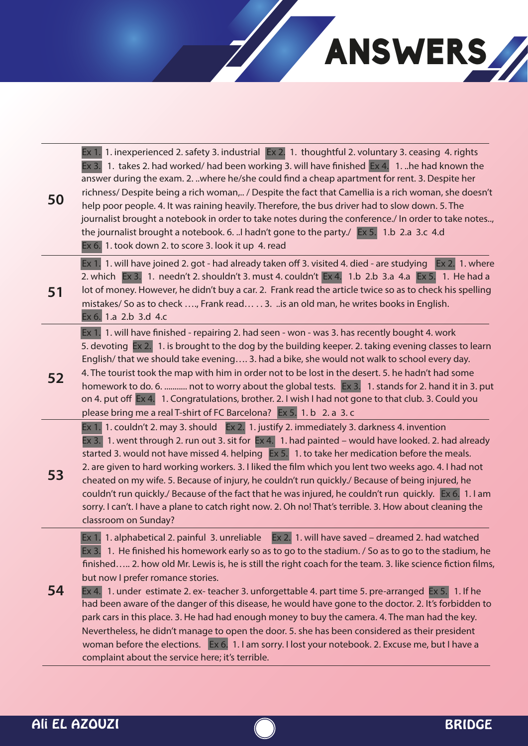# ANSWERS

| | |
|---|---|
| **50** | Ex 1. 1. inexperienced 2. safety 3. industrial Ex 2. 1. thoughtful 2. voluntary 3. ceasing 4. rights Ex 3. 1. takes 2. had worked/ had been working 3. will have finished Ex 4. 1. ..he had known the answer during the exam. 2. ..where he/she could find a cheap apartment for rent. 3. Despite her richness/ Despite being a rich woman,.. / Despite the fact that Camellia is a rich woman, she doesn't help poor people. 4. It was raining heavily. Therefore, the bus driver had to slow down. 5. The journalist brought a notebook in order to take notes during the conference./ In order to take notes.., the journalist brought a notebook. 6. ..I hadn't gone to the party./ Ex 5. 1.b 2.a 3.c 4.d Ex 6. 1. took down 2. to score 3. look it up 4. read |
| **51** | Ex 1. 1. will have joined 2. got - had already taken off 3. visited 4. died - are studying Ex 2. 1. where 2. which Ex 3. 1. needn't 2. shouldn't 3. must 4. couldn't Ex 4. 1.b 2.b 3.a 4.a Ex 5. 1. He had a lot of money. However, he didn't buy a car. 2. Frank read the article twice so as to check his spelling mistakes/ So as to check …., Frank read… . . 3. ..is an old man, he writes books in English. Ex 6. 1.a 2.b 3.d 4.c |
| **52** | Ex 1. 1. will have finished - repairing 2. had seen - won - was 3. has recently bought 4. work 5. devoting Ex 2. 1. is brought to the dog by the building keeper. 2. taking evening classes to learn English/ that we should take evening…. 3. had a bike, she would not walk to school every day. 4. The tourist took the map with him in order not to be lost in the desert. 5. he hadn't had some homework to do. 6. ........... not to worry about the global tests. Ex 3. 1. stands for 2. hand it in 3. put on 4. put off Ex 4. 1. Congratulations, brother. 2. I wish I had not gone to that club. 3. Could you please bring me a real T-shirt of FC Barcelona? Ex 5. 1. b 2. a 3. c |
| **53** | Ex 1. 1. couldn't 2. may 3. should Ex 2. 1. justify 2. immediately 3. darkness 4. invention Ex 3. 1. went through 2. run out 3. sit for Ex 4. 1. had painted – would have looked. 2. had already started 3. would not have missed 4. helping Ex 5. 1. to take her medication before the meals. 2. are given to hard working workers. 3. I liked the film which you lent two weeks ago. 4. I had not cheated on my wife. 5. Because of injury, he couldn't run quickly./ Because of being injured, he couldn't run quickly./ Because of the fact that he was injured, he couldn't run quickly. Ex 6. 1. I am sorry. I can't. I have a plane to catch right now. 2. Oh no! That's terrible. 3. How about cleaning the classroom on Sunday? |
| **54** | Ex 1. 1. alphabetical 2. painful 3. unreliable Ex 2. 1. will have saved – dreamed 2. had watched Ex 3. 1. He finished his homework early so as to go to the stadium. / So as to go to the stadium, he finished….. 2. how old Mr. Lewis is, he is still the right coach for the team. 3. like science fiction films, but now I prefer romance stories. Ex 4. 1. under estimate 2. ex- teacher 3. unforgettable 4. part time 5. pre-arranged Ex 5. 1. If he had been aware of the danger of this disease, he would have gone to the doctor. 2. It's forbidden to park cars in this place. 3. He had had enough money to buy the camera. 4. The man had the key. Nevertheless, he didn't manage to open the door. 5. she has been considered as their president woman before the elections. Ex 6. 1. I am sorry. I lost your notebook. 2. Excuse me, but I have a complaint about the service here; it's terrible. |